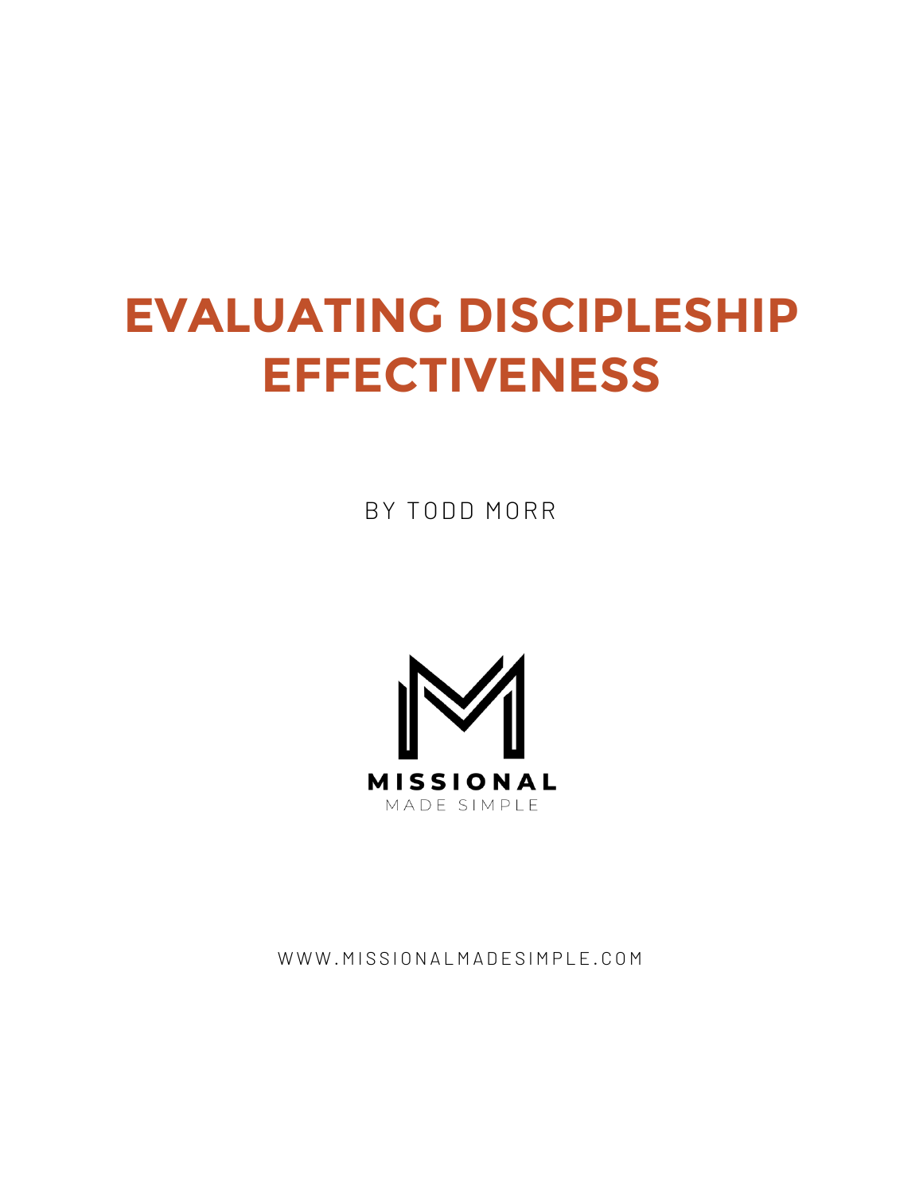# EVALUATING DISCIPLESHIP EFFECTIVENESS

BY TODD MORR

MISSIONAL

MADE SIMPLE

WWW.MISSIONALMADESIMPLE.COM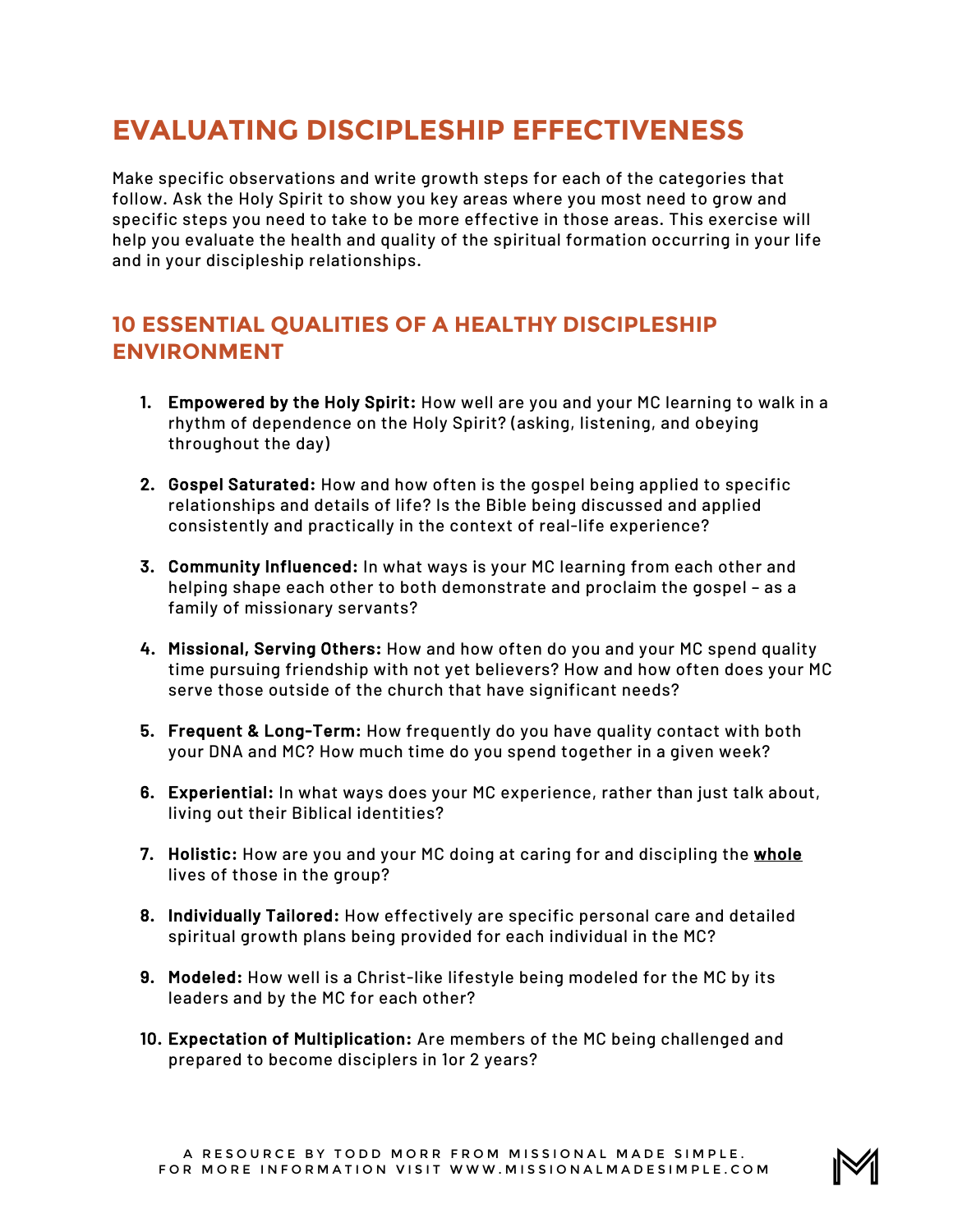# EVALUATING DISCIPLESHIP EFFECTIVENESS

Make specific observations and write growth steps for each of the categories that follow. Ask the Holy Spirit to show you key areas where you most need to grow and specific steps you need to take to be more effective in those areas. This exercise will help you evaluate the health and quality of the spiritual formation occurring in your life and in your discipleship relationships.

## 10 ESSENTIAL QUALITIES OF A HEALTHY DISCIPLESHIP ENVIRONMENT

1. **Empowered by the Holy Spirit:** How well are you and your MC learning to walk in a rhythm of dependence on the Holy Spirit? (asking, listening, and obeying throughout the day)

2. **Gospel Saturated:** How and how often is the gospel being applied to specific relationships and details of life? Is the Bible being discussed and applied consistently and practically in the context of real-life experience?

3. **Community Influenced:** In what ways is your MC learning from each other and helping shape each other to both demonstrate and proclaim the gospel – as a family of missionary servants?

4. **Missional, Serving Others:** How and how often do you and your MC spend quality time pursuing friendship with not yet believers? How and how often does your MC serve those outside of the church that have significant needs?

5. **Frequent & Long-Term:** How frequently do you have quality contact with both your DNA and MC? How much time do you spend together in a given week?

6. **Experiential:** In what ways does your MC experience, rather than just talk about, living out their Biblical identities?

7. **Holistic:** How are you and your MC doing at caring for and discipling the **whole** lives of those in the group?

8. **Individually Tailored:** How effectively are specific personal care and detailed spiritual growth plans being provided for each individual in the MC?

9. **Modeled:** How well is a Christ-like lifestyle being modeled for the MC by its leaders and by the MC for each other?

10. **Expectation of Multiplication:** Are members of the MC being challenged and prepared to become disciplers in 1or 2 years?

A RESOURCE BY TODD MORR FROM MISSIONAL MADE SIMPLE.
FOR MORE INFORMATION VISIT WWW.MISSIONALMADESIMPLE.COM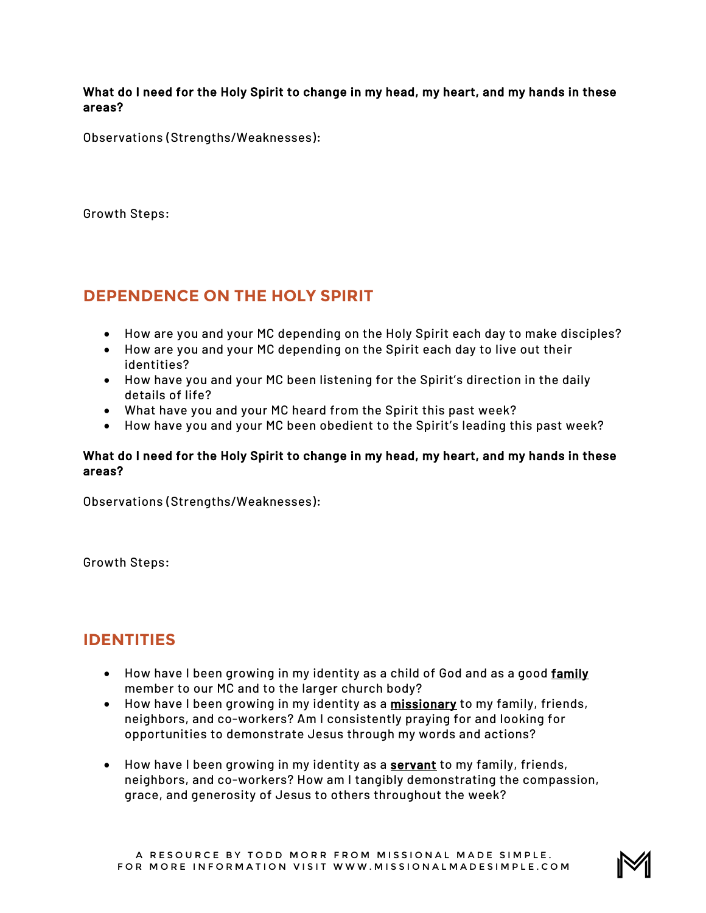**What do I need for the Holy Spirit to change in my head, my heart, and my hands in these areas?**

Observations (Strengths/Weaknesses):

Growth Steps:

## DEPENDENCE ON THE HOLY SPIRIT

- How are you and your MC depending on the Holy Spirit each day to make disciples?
- How are you and your MC depending on the Spirit each day to live out their identities?
- How have you and your MC been listening for the Spirit's direction in the daily details of life?
- What have you and your MC heard from the Spirit this past week?
- How have you and your MC been obedient to the Spirit's leading this past week?

**What do I need for the Holy Spirit to change in my head, my heart, and my hands in these areas?**

Observations (Strengths/Weaknesses):

Growth Steps:

## IDENTITIES

- How have I been growing in my identity as a child of God and as a good **family** member to our MC and to the larger church body?
- How have I been growing in my identity as a **missionary** to my family, friends, neighbors, and co-workers? Am I consistently praying for and looking for opportunities to demonstrate Jesus through my words and actions?
- How have I been growing in my identity as a **servant** to my family, friends, neighbors, and co-workers? How am I tangibly demonstrating the compassion, grace, and generosity of Jesus to others throughout the week?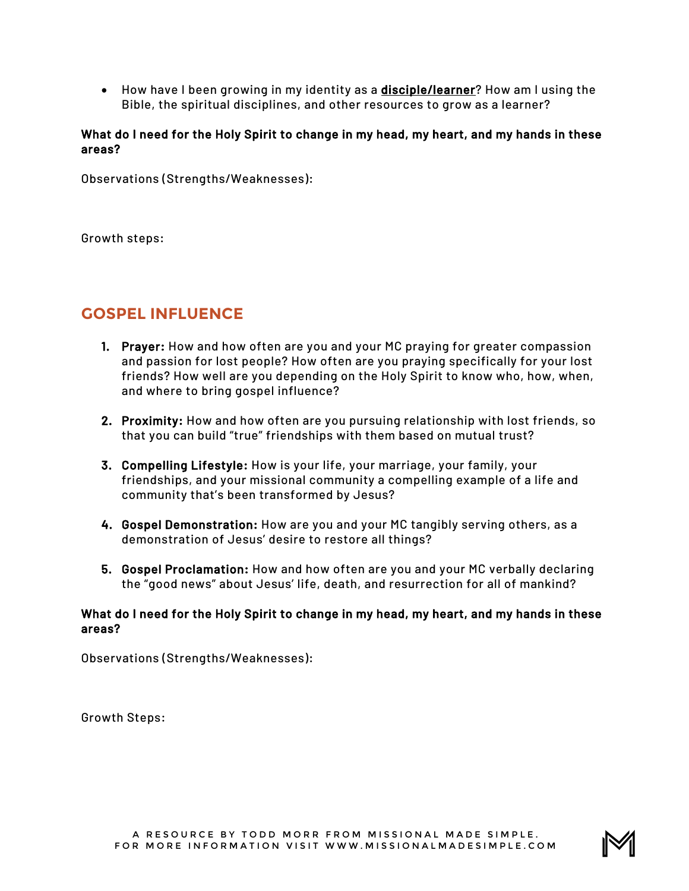- How have I been growing in my identity as a **disciple/learner**? How am I using the Bible, the spiritual disciplines, and other resources to grow as a learner?

**What do I need for the Holy Spirit to change in my head, my heart, and my hands in these areas?**

Observations (Strengths/Weaknesses):

Growth steps:

## GOSPEL INFLUENCE

1. **Prayer:** How and how often are you and your MC praying for greater compassion and passion for lost people? How often are you praying specifically for your lost friends? How well are you depending on the Holy Spirit to know who, how, when, and where to bring gospel influence?

2. **Proximity:** How and how often are you pursuing relationship with lost friends, so that you can build "true" friendships with them based on mutual trust?

3. **Compelling Lifestyle:** How is your life, your marriage, your family, your friendships, and your missional community a compelling example of a life and community that's been transformed by Jesus?

4. **Gospel Demonstration:** How are you and your MC tangibly serving others, as a demonstration of Jesus' desire to restore all things?

5. **Gospel Proclamation:** How and how often are you and your MC verbally declaring the "good news" about Jesus' life, death, and resurrection for all of mankind?

**What do I need for the Holy Spirit to change in my head, my heart, and my hands in these areas?**

Observations (Strengths/Weaknesses):

Growth Steps: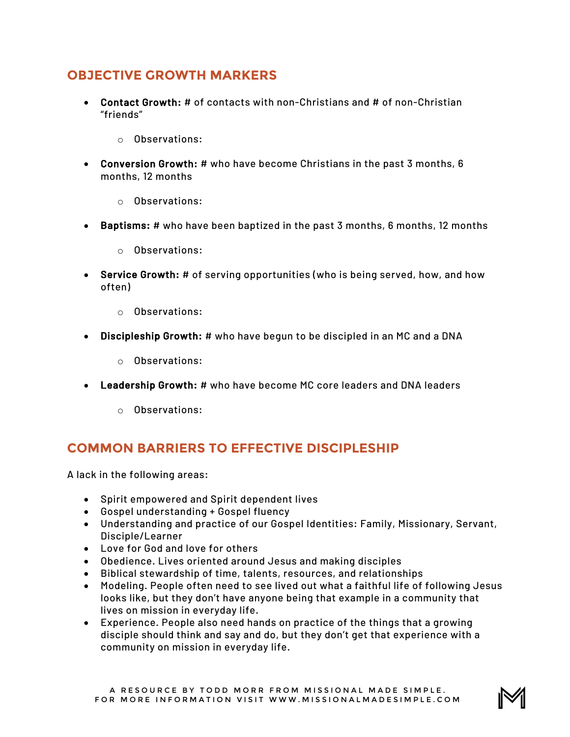## OBJECTIVE GROWTH MARKERS

- **Contact Growth:** # of contacts with non-Christians and # of non-Christian "friends"
    - Observations:
- **Conversion Growth:** # who have become Christians in the past 3 months, 6 months, 12 months
    - Observations:
- **Baptisms:** # who have been baptized in the past 3 months, 6 months, 12 months
    - Observations:
- **Service Growth:** # of serving opportunities (who is being served, how, and how often)
    - Observations:
- **Discipleship Growth:** # who have begun to be discipled in an MC and a DNA
    - Observations:
- **Leadership Growth:** # who have become MC core leaders and DNA leaders
    - Observations:

## COMMON BARRIERS TO EFFECTIVE DISCIPLESHIP

A lack in the following areas:

- Spirit empowered and Spirit dependent lives
- Gospel understanding + Gospel fluency
- Understanding and practice of our Gospel Identities: Family, Missionary, Servant, Disciple/Learner
- Love for God and love for others
- Obedience. Lives oriented around Jesus and making disciples
- Biblical stewardship of time, talents, resources, and relationships
- Modeling. People often need to see lived out what a faithful life of following Jesus looks like, but they don't have anyone being that example in a community that lives on mission in everyday life.
- Experience. People also need hands on practice of the things that a growing disciple should think and say and do, but they don't get that experience with a community on mission in everyday life.